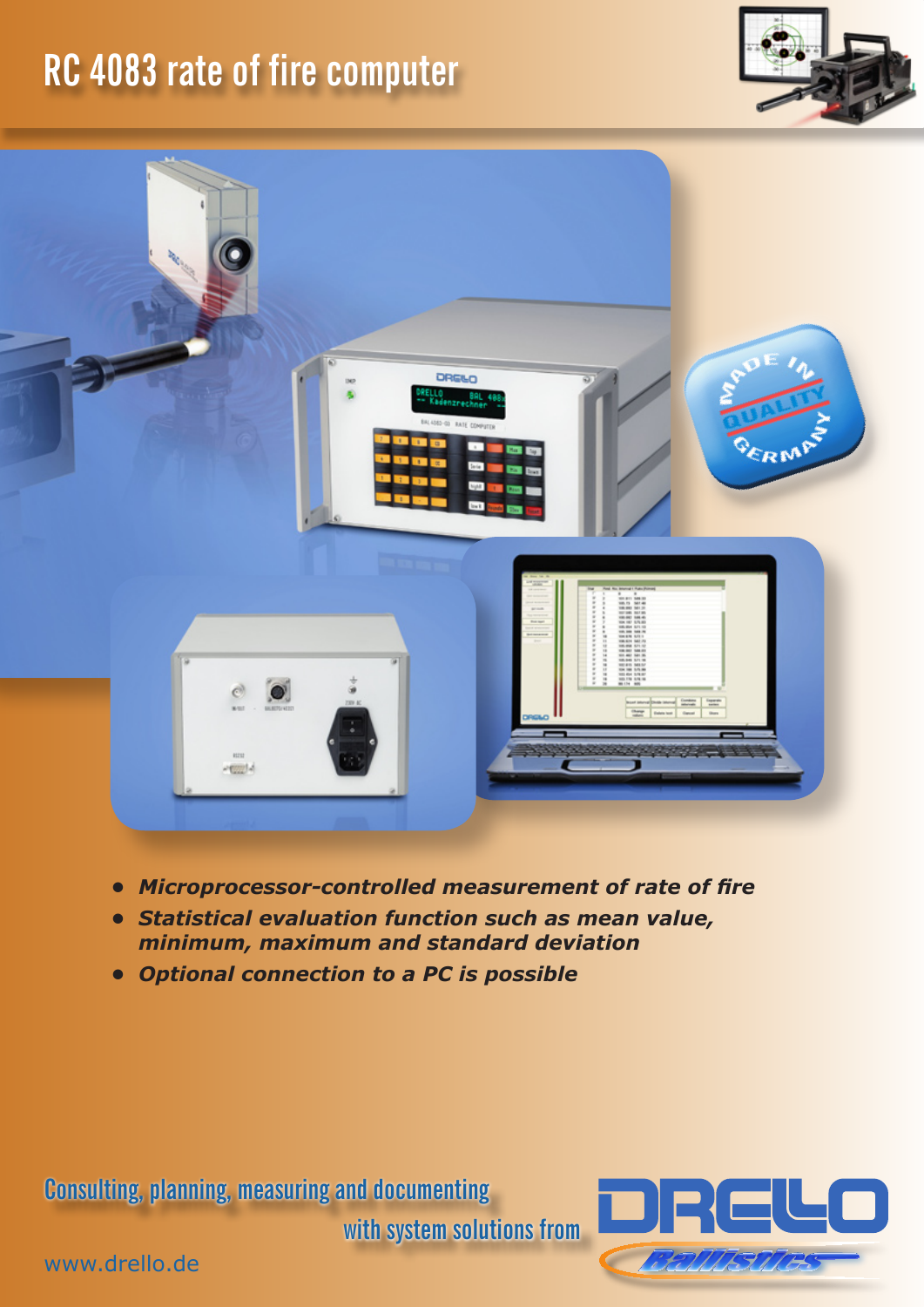# RC 4083 rate of fire computer

- ***Microprocessor-controlled measurement of rate of fire***
- ***Statistical evaluation function such as mean value, minimum, maximum and standard deviation***
- ***Optional connection to a PC is possible***

Consulting, planning, measuring and documenting with system solutions from DRELLO Ballistics

www.drello.de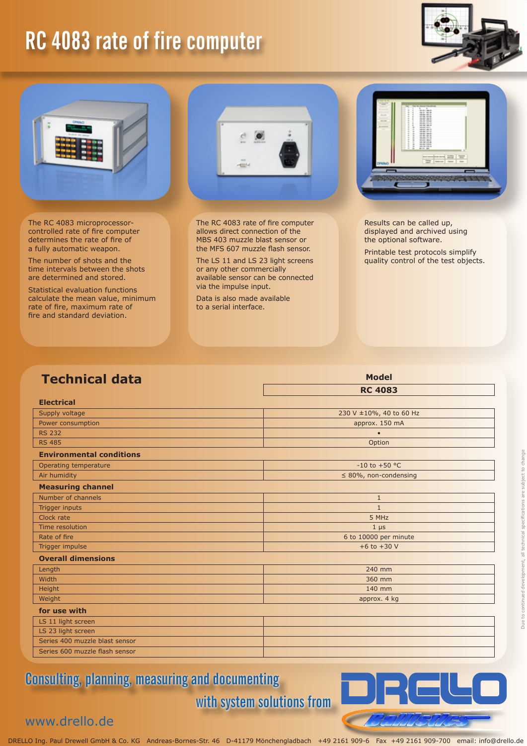# RC 4083 rate of fire computer

The RC 4083 microprocessor-controlled rate of fire computer determines the rate of fire of a fully automatic weapon.

The number of shots and the time intervals between the shots are determined and stored.

Statistical evaluation functions calculate the mean value, minimum rate of fire, maximum rate of fire and standard deviation.

The RC 4083 rate of fire computer allows direct connection of the MBS 403 muzzle blast sensor or the MFS 607 muzzle flash sensor.

The LS 11 and LS 23 light screens or any other commercially available sensor can be connected via the impulse input.

Data is also made available to a serial interface.

Results can be called up, displayed and archived using the optional software.

Printable test protocols simplify quality control of the test objects.

## Technical data

| | Model RC 4083 |
|---|---|
| **Electrical** | |
| Supply voltage | 230 V ±10%, 40 to 60 Hz |
| Power consumption | approx. 150 mA |
| RS 232 | • |
| RS 485 | Option |
| **Environmental conditions** | |
| Operating temperature | -10 to +50 °C |
| Air humidity | ≤ 80%, non-condensing |
| **Measuring channel** | |
| Number of channels | 1 |
| Trigger inputs | 1 |
| Clock rate | 5 MHz |
| Time resolution | 1 µs |
| Rate of fire | 6 to 10000 per minute |
| Trigger impulse | +6 to +30 V |
| **Overall dimensions** | |
| Length | 240 mm |
| Width | 360 mm |
| Height | 140 mm |
| Weight | approx. 4 kg |
| **for use with** | |
| LS 11 light screen | |
| LS 23 light screen | |
| Series 400 muzzle blast sensor | |
| Series 600 muzzle flash sensor | |

Due to continued development, all technical specifications are subject to change

Consulting, planning, measuring and documenting with system solutions from DRELLO Ballistics

www.drello.de

DRELLO Ing. Paul Drewell GmbH & Co. KG Andreas-Bornes-Str. 46 D-41179 Mönchengladbach +49 2161 909-6 Fax +49 2161 909-700 email: info@drello.de